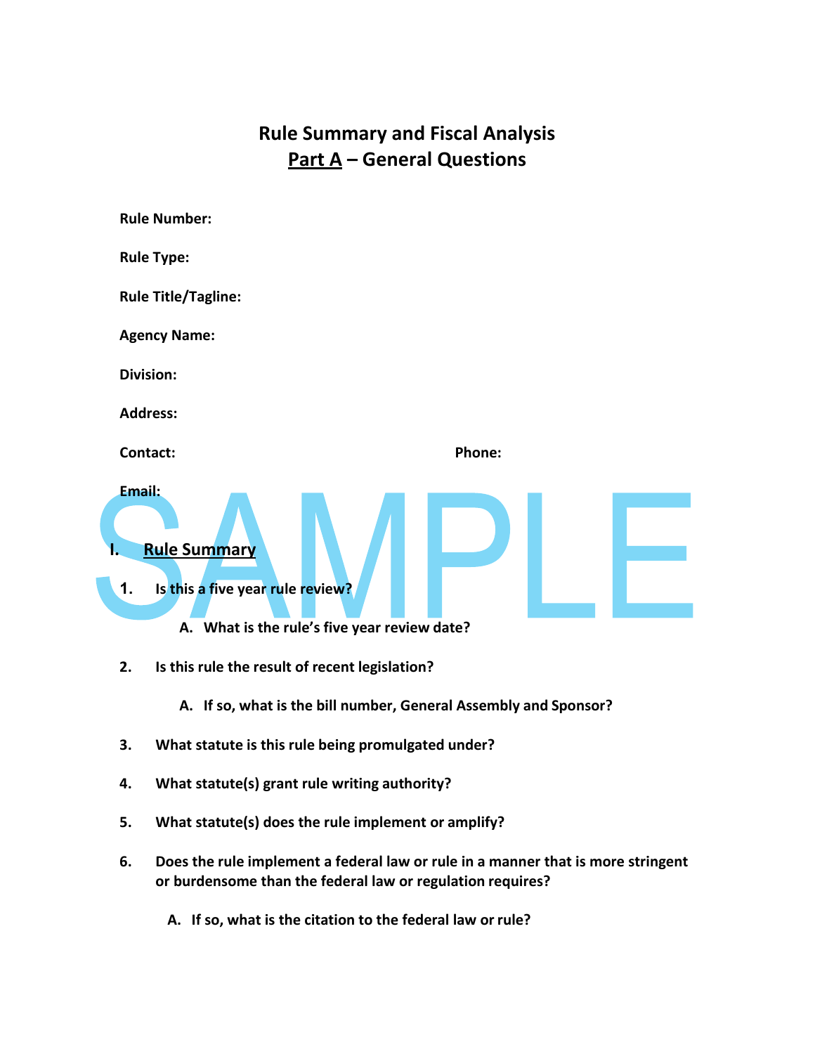# Rule Summary and Fiscal Analysis
## Part A – General Questions

**Rule Number:**

**Rule Type:**

**Rule Title/Tagline:**

**Agency Name:**

**Division:**

**Address:**

**Contact:** **Phone:**

**Email:**

SAMPLE

## I. Rule Summary

**1. Is this a five year rule review?**

**A. What is the rule's five year review date?**

**2. Is this rule the result of recent legislation?**

**A. If so, what is the bill number, General Assembly and Sponsor?**

**3. What statute is this rule being promulgated under?**

**4. What statute(s) grant rule writing authority?**

**5. What statute(s) does the rule implement or amplify?**

**6. Does the rule implement a federal law or rule in a manner that is more stringent or burdensome than the federal law or regulation requires?**

**A. If so, what is the citation to the federal law or rule?**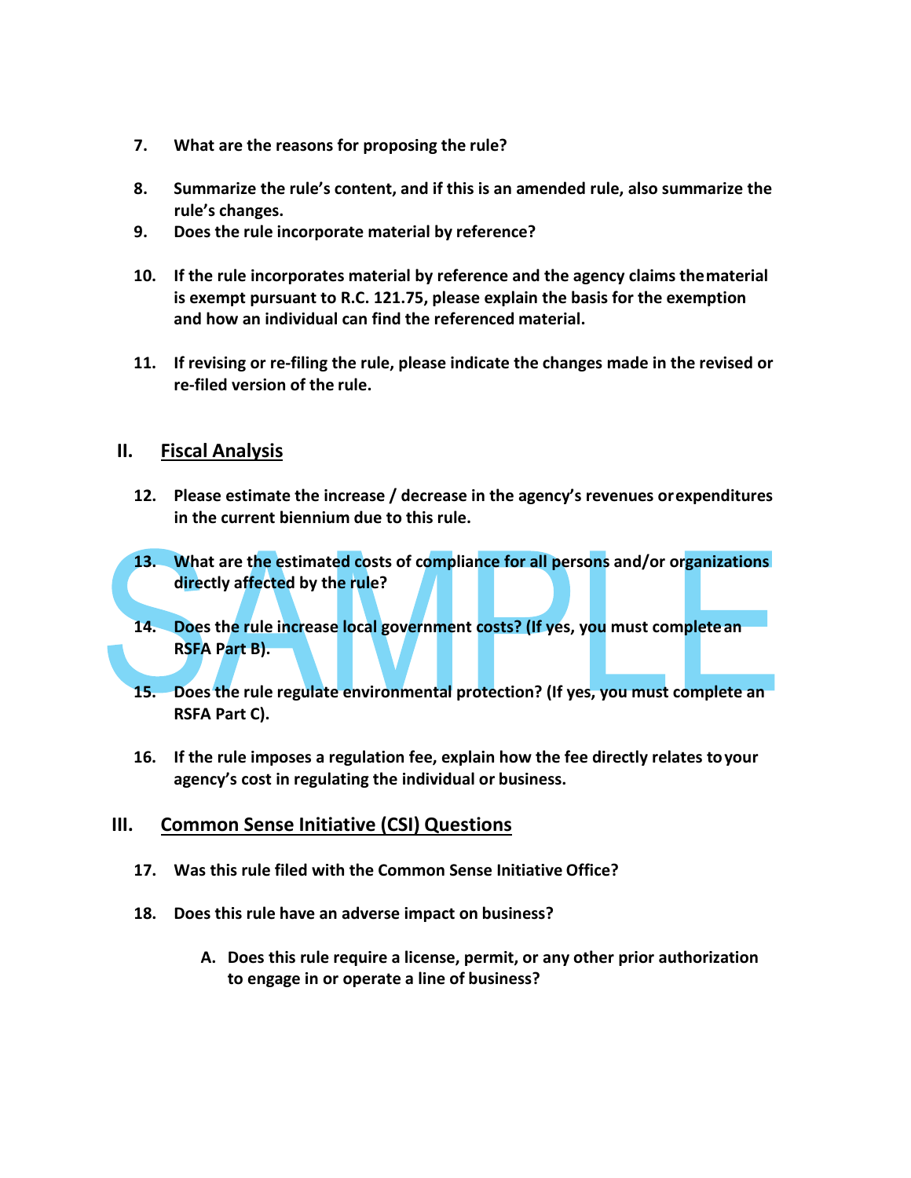7. **What are the reasons for proposing the rule?**

8. **Summarize the rule's content, and if this is an amended rule, also summarize the rule's changes.**

9. **Does the rule incorporate material by reference?**

10. **If the rule incorporates material by reference and the agency claims the material is exempt pursuant to R.C. 121.75, please explain the basis for the exemption and how an individual can find the referenced material.**

11. **If revising or re-filing the rule, please indicate the changes made in the revised or re-filed version of the rule.**

## II. Fiscal Analysis

12. **Please estimate the increase / decrease in the agency's revenues or expenditures in the current biennium due to this rule.**

13. **What are the estimated costs of compliance for all persons and/or organizations directly affected by the rule?**

14. **Does the rule increase local government costs? (If yes, you must complete an RSFA Part B).**

15. **Does the rule regulate environmental protection? (If yes, you must complete an RSFA Part C).**

16. **If the rule imposes a regulation fee, explain how the fee directly relates to your agency's cost in regulating the individual or business.**

## III. Common Sense Initiative (CSI) Questions

17. **Was this rule filed with the Common Sense Initiative Office?**

18. **Does this rule have an adverse impact on business?**

    A. **Does this rule require a license, permit, or any other prior authorization to engage in or operate a line of business?**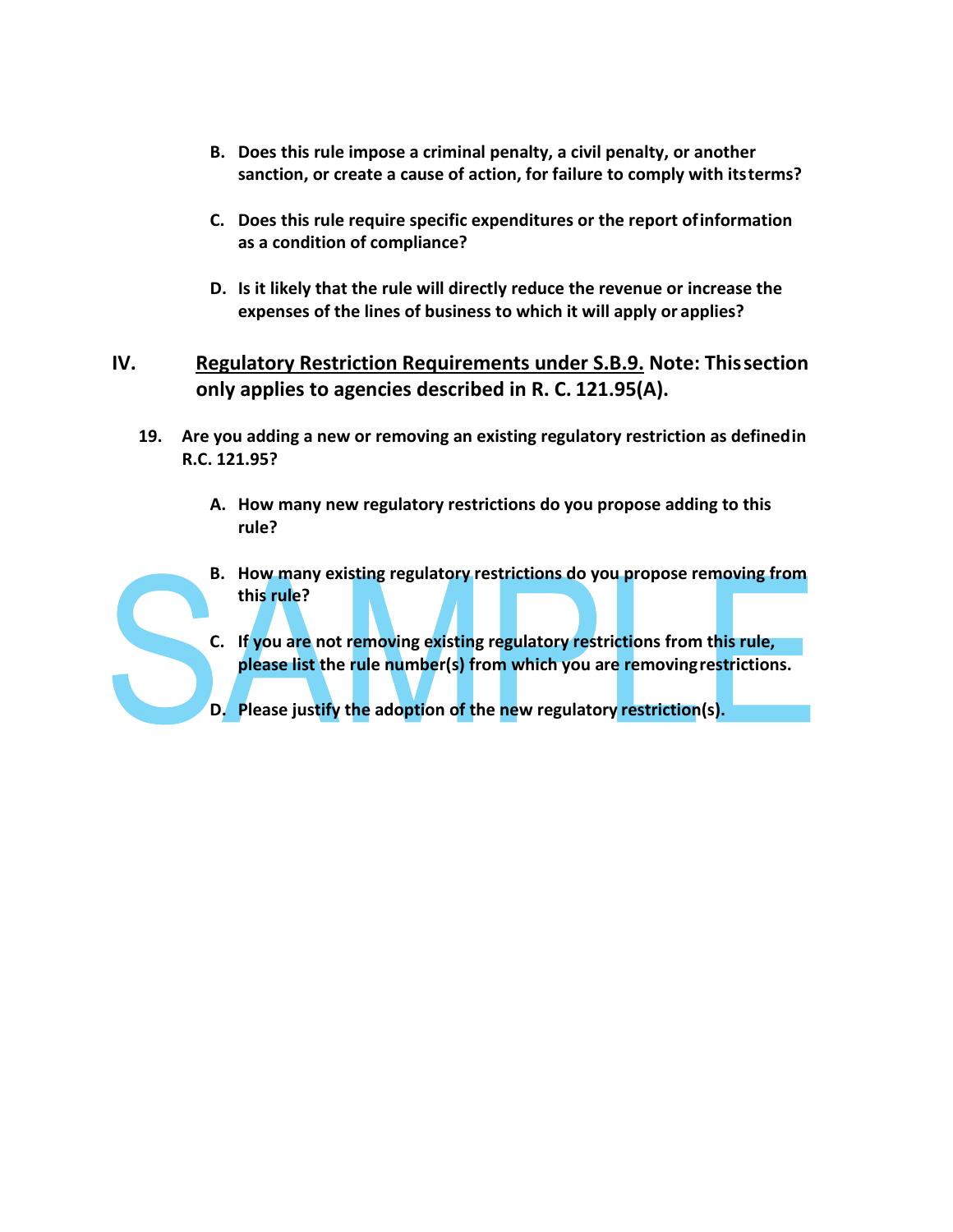**B. Does this rule impose a criminal penalty, a civil penalty, or another sanction, or create a cause of action, for failure to comply with its terms?**

**C. Does this rule require specific expenditures or the report of information as a condition of compliance?**

**D. Is it likely that the rule will directly reduce the revenue or increase the expenses of the lines of business to which it will apply or applies?**

## IV. <u>Regulatory Restriction Requirements under S.B.9.</u> Note: This section only applies to agencies described in R. C. 121.95(A).

**19. Are you adding a new or removing an existing regulatory restriction as defined in R.C. 121.95?**

**A. How many new regulatory restrictions do you propose adding to this rule?**

**B. How many existing regulatory restrictions do you propose removing from this rule?**

**C. If you are not removing existing regulatory restrictions from this rule, please list the rule number(s) from which you are removing restrictions.**

**D. Please justify the adoption of the new regulatory restriction(s).**

SAMPLE